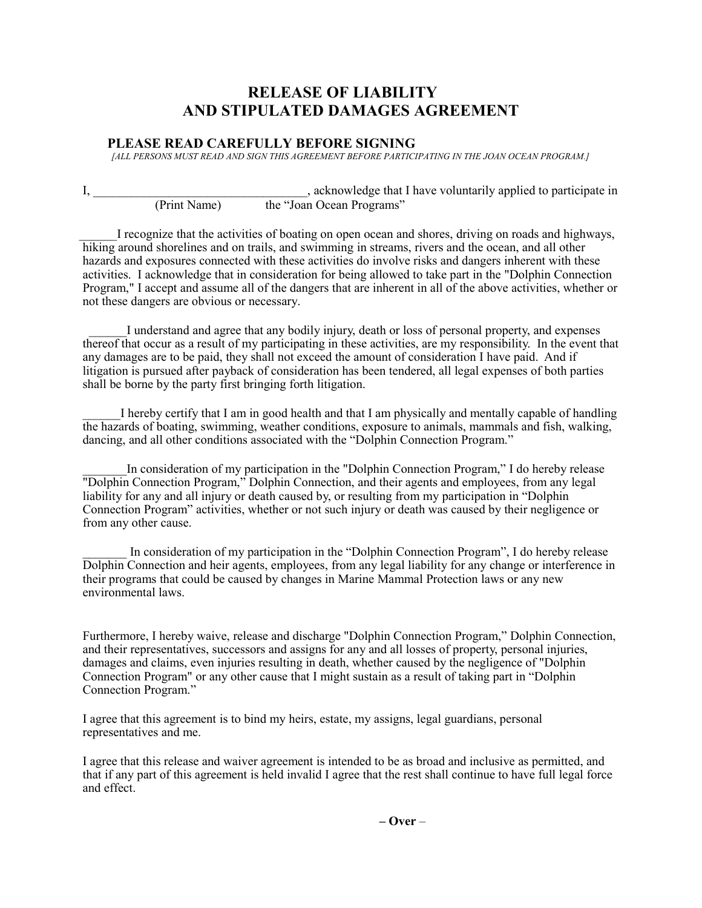# RELEASE OF LIABILITY
# AND STIPULATED DAMAGES AGREEMENT

## PLEASE READ CAREFULLY BEFORE SIGNING

*[ALL PERSONS MUST READ AND SIGN THIS AGREEMENT BEFORE PARTICIPATING IN THE JOAN OCEAN PROGRAM.]*

I, ___________________________________, acknowledge that I have voluntarily applied to participate in
(Print Name) the "Joan Ocean Programs"

______I recognize that the activities of boating on open ocean and shores, driving on roads and highways, hiking around shorelines and on trails, and swimming in streams, rivers and the ocean, and all other hazards and exposures connected with these activities do involve risks and dangers inherent with these activities. I acknowledge that in consideration for being allowed to take part in the "Dolphin Connection Program," I accept and assume all of the dangers that are inherent in all of the above activities, whether or not these dangers are obvious or necessary.

______I understand and agree that any bodily injury, death or loss of personal property, and expenses thereof that occur as a result of my participating in these activities, are my responsibility. In the event that any damages are to be paid, they shall not exceed the amount of consideration I have paid. And if litigation is pursued after payback of consideration has been tendered, all legal expenses of both parties shall be borne by the party first bringing forth litigation.

______I hereby certify that I am in good health and that I am physically and mentally capable of handling the hazards of boating, swimming, weather conditions, exposure to animals, mammals and fish, walking, dancing, and all other conditions associated with the "Dolphin Connection Program."

_______In consideration of my participation in the "Dolphin Connection Program," I do hereby release "Dolphin Connection Program," Dolphin Connection, and their agents and employees, from any legal liability for any and all injury or death caused by, or resulting from my participation in "Dolphin Connection Program" activities, whether or not such injury or death was caused by their negligence or from any other cause.

_______ In consideration of my participation in the "Dolphin Connection Program", I do hereby release Dolphin Connection and heir agents, employees, from any legal liability for any change or interference in their programs that could be caused by changes in Marine Mammal Protection laws or any new environmental laws.

Furthermore, I hereby waive, release and discharge "Dolphin Connection Program," Dolphin Connection, and their representatives, successors and assigns for any and all losses of property, personal injuries, damages and claims, even injuries resulting in death, whether caused by the negligence of "Dolphin Connection Program" or any other cause that I might sustain as a result of taking part in "Dolphin Connection Program."

I agree that this agreement is to bind my heirs, estate, my assigns, legal guardians, personal representatives and me.

I agree that this release and waiver agreement is intended to be as broad and inclusive as permitted, and that if any part of this agreement is held invalid I agree that the rest shall continue to have full legal force and effect.

**– Over –**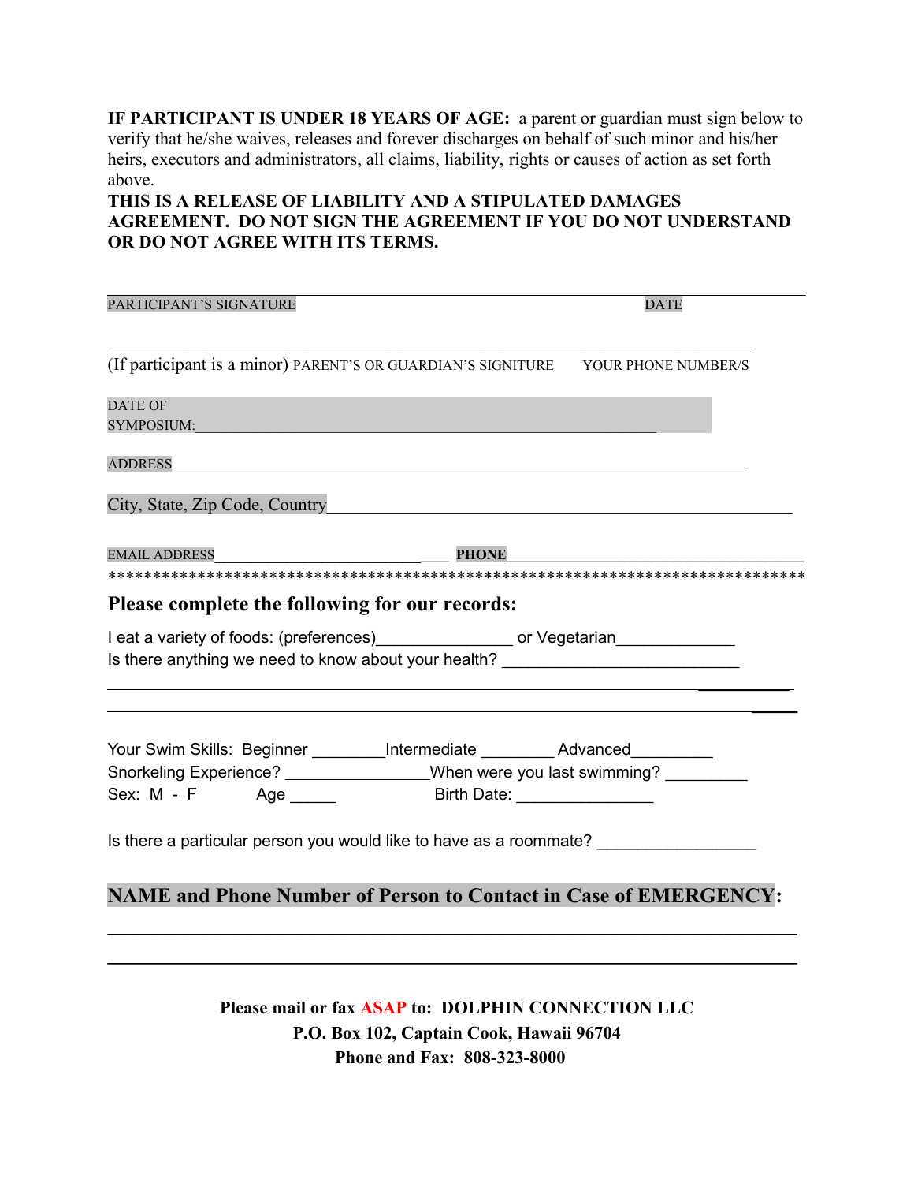**IF PARTICIPANT IS UNDER 18 YEARS OF AGE:** a parent or guardian must sign below to verify that he/she waives, releases and forever discharges on behalf of such minor and his/her heirs, executors and administrators, all claims, liability, rights or causes of action as set forth above.

**THIS IS A RELEASE OF LIABILITY AND A STIPULATED DAMAGES AGREEMENT. DO NOT SIGN THE AGREEMENT IF YOU DO NOT UNDERSTAND OR DO NOT AGREE WITH ITS TERMS.**

______________________________________________________________________________

PARTICIPANT'S SIGNATURE DATE

______________________________________________________________________________

(If participant is a minor) PARENT'S OR GUARDIAN'S SIGNITURE YOUR PHONE NUMBER/S

DATE OF SYMPOSIUM:_____________________________________________________

ADDRESS______________________________________________________________

City, State, Zip Code, Country_____________________________________________

EMAIL ADDRESS____________________________ **PHONE**______________________________

*******************************************************************************

## Please complete the following for our records:

I eat a variety of foods: (preferences)_______________ or Vegetarian_____________

Is there anything we need to know about your health? __________________________

______________________________________________________________________________

______________________________________________________________________________

Your Swim Skills: Beginner ________Intermediate ________ Advanced_________

Snorkeling Experience? ________________When were you last swimming? _________

Sex: M - F Age _____ Birth Date: _______________

Is there a particular person you would like to have as a roommate? _________________

## NAME and Phone Number of Person to Contact in Case of EMERGENCY:

______________________________________________________________________________

______________________________________________________________________________

**Please mail or fax ASAP to: DOLPHIN CONNECTION LLC**

**P.O. Box 102, Captain Cook, Hawaii 96704**

**Phone and Fax: 808-323-8000**